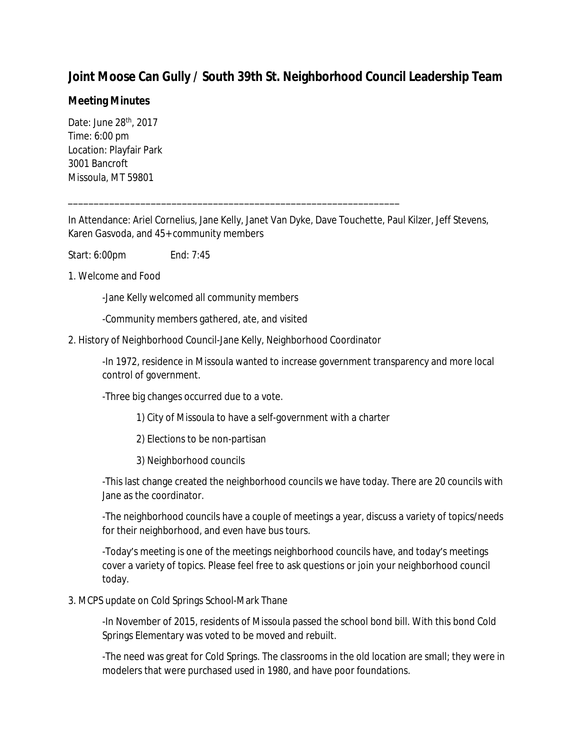# Joint Moose Can Gully / South 39th St. Neighborhood Council Leadership Team

## Meeting Minutes

Date: June 28th, 2017
Time: 6:00 pm
Location: Playfair Park
3001 Bancroft
Missoula, MT 59801

---

In Attendance: Ariel Cornelius, Jane Kelly, Janet Van Dyke, Dave Touchette, Paul Kilzer, Jeff Stevens, Karen Gasvoda, and 45+ community members

Start: 6:00pm End: 7:45

1. Welcome and Food

   -Jane Kelly welcomed all community members

   -Community members gathered, ate, and visited

2. History of Neighborhood Council-Jane Kelly, Neighborhood Coordinator

   -In 1972, residence in Missoula wanted to increase government transparency and more local control of government.

   -Three big changes occurred due to a vote.

      1) City of Missoula to have a self-government with a charter

      2) Elections to be non-partisan

      3) Neighborhood councils

   -This last change created the neighborhood councils we have today. There are 20 councils with Jane as the coordinator.

   -The neighborhood councils have a couple of meetings a year, discuss a variety of topics/needs for their neighborhood, and even have bus tours.

   -Today's meeting is one of the meetings neighborhood councils have, and today's meetings cover a variety of topics. Please feel free to ask questions or join your neighborhood council today.

3. MCPS update on Cold Springs School-Mark Thane

   -In November of 2015, residents of Missoula passed the school bond bill. With this bond Cold Springs Elementary was voted to be moved and rebuilt.

   -The need was great for Cold Springs. The classrooms in the old location are small; they were in modelers that were purchased used in 1980, and have poor foundations.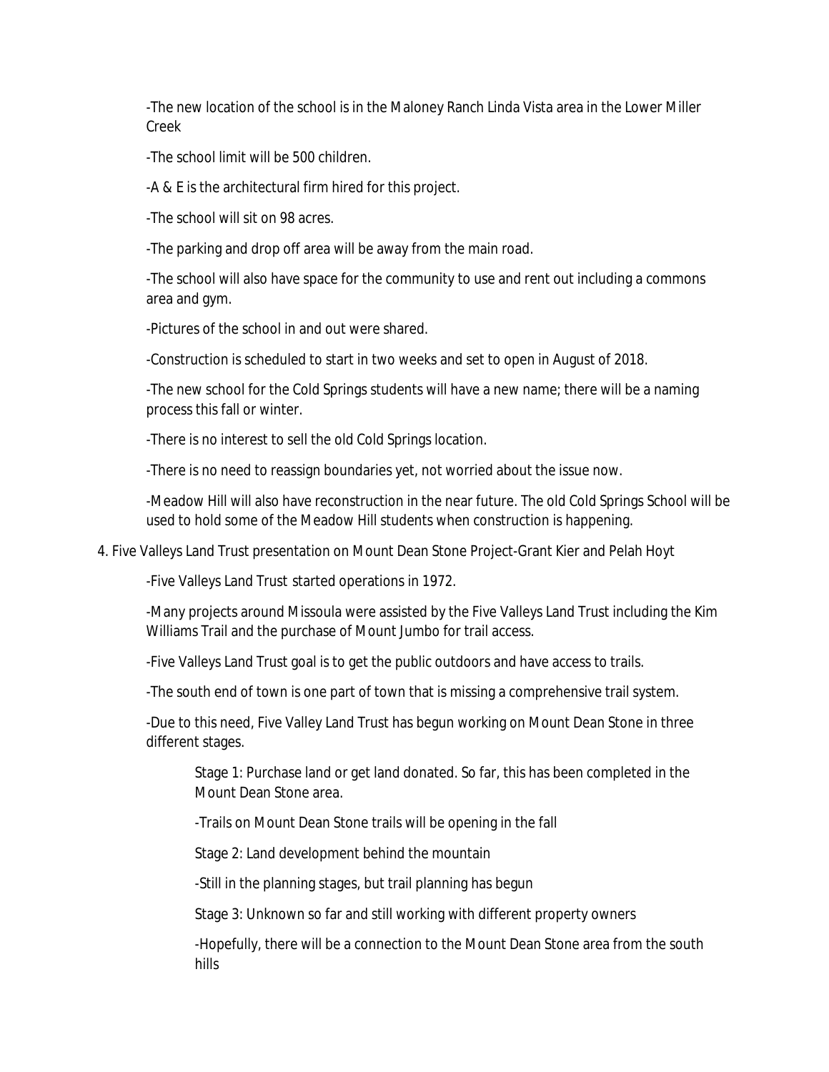-The new location of the school is in the Maloney Ranch Linda Vista area in the Lower Miller Creek

-The school limit will be 500 children.

-A & E is the architectural firm hired for this project.

-The school will sit on 98 acres.

-The parking and drop off area will be away from the main road.

-The school will also have space for the community to use and rent out including a commons area and gym.

-Pictures of the school in and out were shared.

-Construction is scheduled to start in two weeks and set to open in August of 2018.

-The new school for the Cold Springs students will have a new name; there will be a naming process this fall or winter.

-There is no interest to sell the old Cold Springs location.

-There is no need to reassign boundaries yet, not worried about the issue now.

-Meadow Hill will also have reconstruction in the near future. The old Cold Springs School will be used to hold some of the Meadow Hill students when construction is happening.

4. Five Valleys Land Trust presentation on Mount Dean Stone Project-Grant Kier and Pelah Hoyt

    -Five Valleys Land Trust started operations in 1972.

    -Many projects around Missoula were assisted by the Five Valleys Land Trust including the Kim Williams Trail and the purchase of Mount Jumbo for trail access.

    -Five Valleys Land Trust goal is to get the public outdoors and have access to trails.

    -The south end of town is one part of town that is missing a comprehensive trail system.

    -Due to this need, Five Valley Land Trust has begun working on Mount Dean Stone in three different stages.

        Stage 1: Purchase land or get land donated. So far, this has been completed in the Mount Dean Stone area.

        -Trails on Mount Dean Stone trails will be opening in the fall

        Stage 2: Land development behind the mountain

        -Still in the planning stages, but trail planning has begun

        Stage 3: Unknown so far and still working with different property owners

        -Hopefully, there will be a connection to the Mount Dean Stone area from the south hills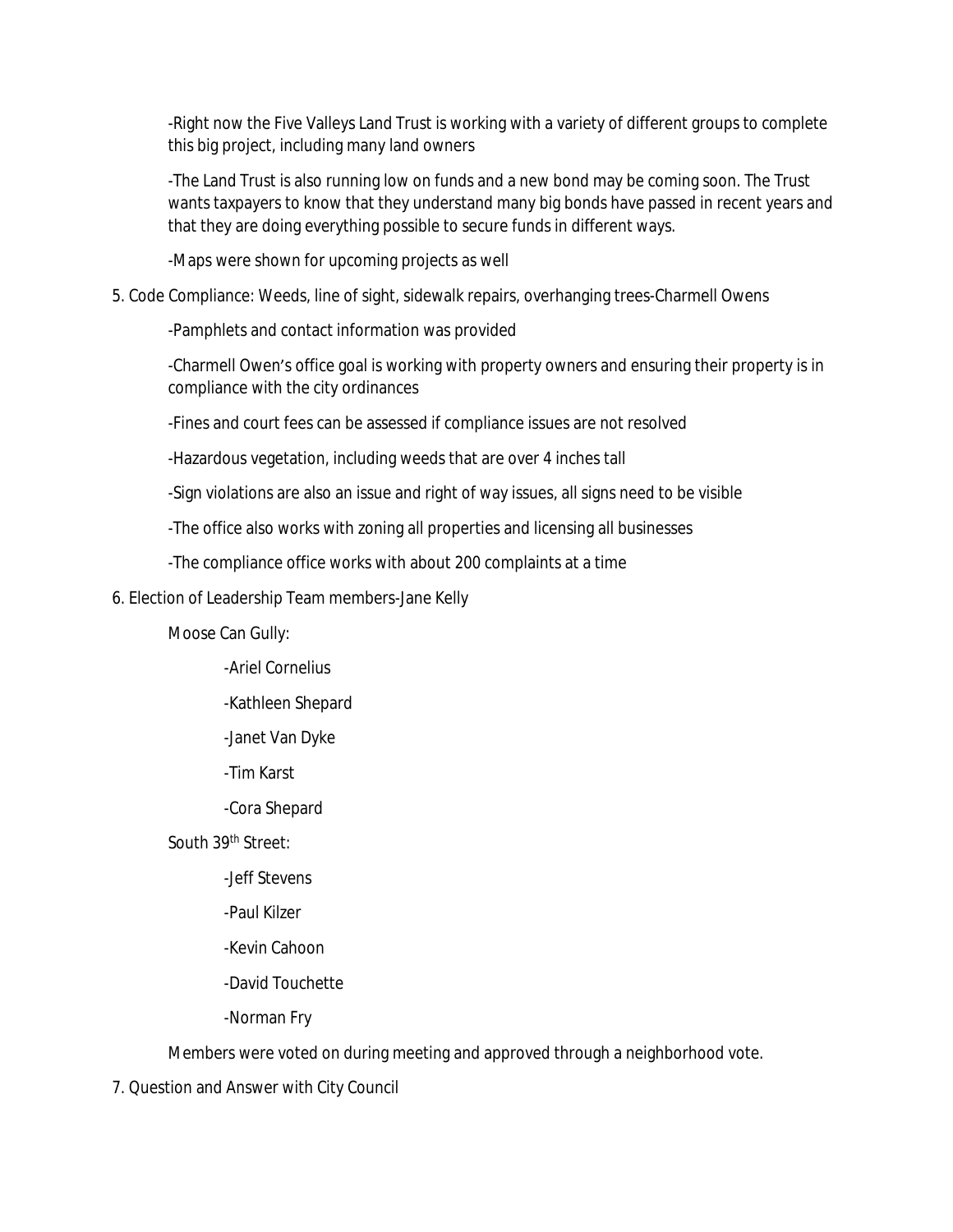-Right now the Five Valleys Land Trust is working with a variety of different groups to complete this big project, including many land owners

-The Land Trust is also running low on funds and a new bond may be coming soon. The Trust wants taxpayers to know that they understand many big bonds have passed in recent years and that they are doing everything possible to secure funds in different ways.

-Maps were shown for upcoming projects as well

5. Code Compliance: Weeds, line of sight, sidewalk repairs, overhanging trees-Charmell Owens

    -Pamphlets and contact information was provided

    -Charmell Owen's office goal is working with property owners and ensuring their property is in compliance with the city ordinances

    -Fines and court fees can be assessed if compliance issues are not resolved

    -Hazardous vegetation, including weeds that are over 4 inches tall

    -Sign violations are also an issue and right of way issues, all signs need to be visible

    -The office also works with zoning all properties and licensing all businesses

    -The compliance office works with about 200 complaints at a time

6. Election of Leadership Team members-Jane Kelly

    Moose Can Gully:

    -Ariel Cornelius

    -Kathleen Shepard

    -Janet Van Dyke

    -Tim Karst

    -Cora Shepard

    South 39th Street:

    -Jeff Stevens

    -Paul Kilzer

    -Kevin Cahoon

    -David Touchette

    -Norman Fry

    Members were voted on during meeting and approved through a neighborhood vote.

7. Question and Answer with City Council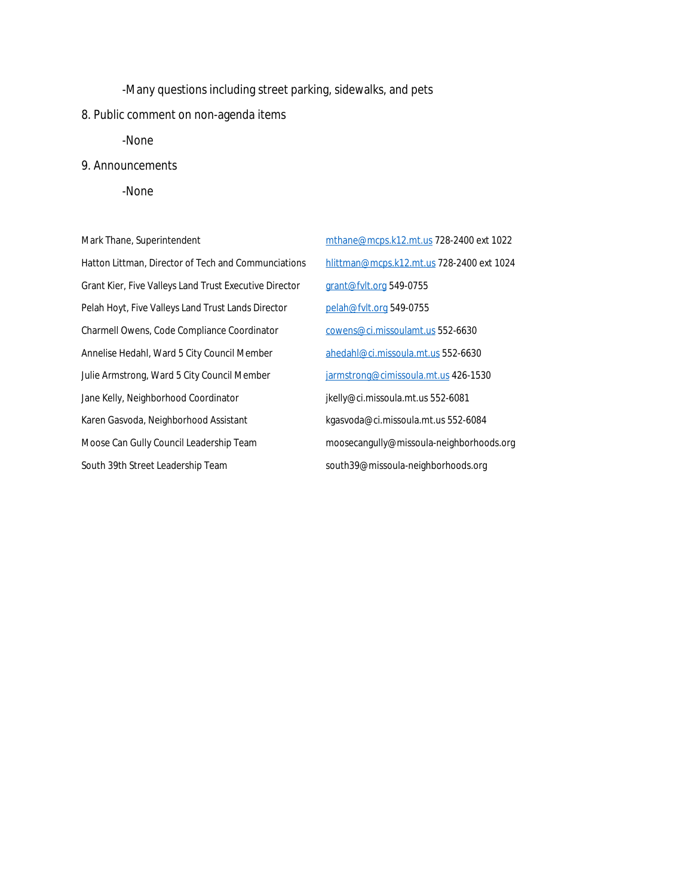-Many questions including street parking, sidewalks, and pets

8. Public comment on non-agenda items

-None

9. Announcements

-None

| | |
|---|---|
| Mark Thane, Superintendent | mthane@mcps.k12.mt.us 728-2400 ext 1022 |
| Hatton Littman, Director of Tech and Communciations | hlittman@mcps.k12.mt.us 728-2400 ext 1024 |
| Grant Kier, Five Valleys Land Trust Executive Director | grant@fvlt.org 549-0755 |
| Pelah Hoyt, Five Valleys Land Trust Lands Director | pelah@fvlt.org 549-0755 |
| Charmell Owens, Code Compliance Coordinator | cowens@ci.missoulamt.us 552-6630 |
| Annelise Hedahl, Ward 5 City Council Member | ahedahl@ci.missoula.mt.us 552-6630 |
| Julie Armstrong, Ward 5 City Council Member | jarmstrong@cimissoula.mt.us 426-1530 |
| Jane Kelly, Neighborhood Coordinator | jkelly@ci.missoula.mt.us 552-6081 |
| Karen Gasvoda, Neighborhood Assistant | kgasvoda@ci.missoula.mt.us 552-6084 |
| Moose Can Gully Council Leadership Team | moosecangully@missoula-neighborhoods.org |
| South 39th Street Leadership Team | south39@missoula-neighborhoods.org |